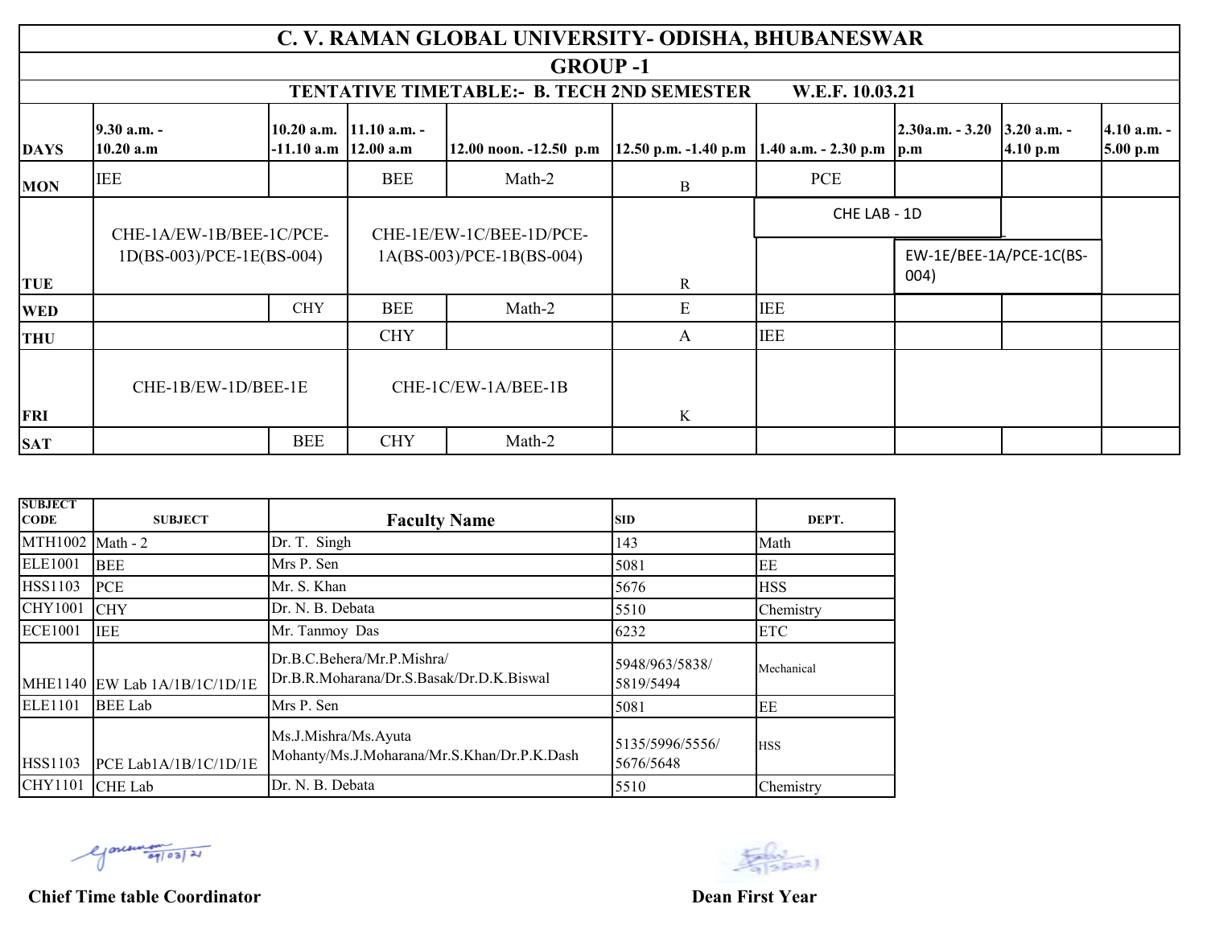# C. V. RAMAN GLOBAL UNIVERSITY- ODISHA, BHUBANESWAR

## GROUP -1

### TENTATIVE TIMETABLE:- B. TECH 2ND SEMESTER W.E.F. 10.03.21

| DAYS | 9.30 a.m. - 10.20 a.m | 10.20 a.m. -11.10 a.m | 11.10 a.m. - 12.00 a.m | 12.00 noon. -12.50 p.m | 12.50 p.m. -1.40 p.m | 1.40 a.m. - 2.30 p.m | 2.30a.m. - 3.20 p.m | 3.20 a.m. - 4.10 p.m | 4.10 a.m. - 5.00 p.m |
|---|---|---|---|---|---|---|---|---|---|
| MON | IEE | | BEE | Math-2 | B | PCE | | | |
| TUE | CHE-1A/EW-1B/BEE-1C/PCE-1D(BS-003)/PCE-1E(BS-004) | | CHE-1E/EW-1C/BEE-1D/PCE-1A(BS-003)/PCE-1B(BS-004) | | R | CHE LAB - 1D | CHE LAB - 1D / EW-1E/BEE-1A/PCE-1C(BS-004) | EW-1E/BEE-1A/PCE-1C(BS-004) | |
| WED | | CHY | BEE | Math-2 | E | IEE | | | |
| THU | | | CHY | | A | IEE | | | |
| FRI | CHE-1B/EW-1D/BEE-1E | | CHE-1C/EW-1A/BEE-1B | | K | | | | |
| SAT | | BEE | CHY | Math-2 | | | | | |

| SUBJECT CODE | SUBJECT | Faculty Name | SID | DEPT. |
|---|---|---|---|---|
| MTH1002 | Math - 2 | Dr. T. Singh | 143 | Math |
| ELE1001 | BEE | Mrs P. Sen | 5081 | EE |
| HSS1103 | PCE | Mr. S. Khan | 5676 | HSS |
| CHY1001 | CHY | Dr. N. B. Debata | 5510 | Chemistry |
| ECE1001 | IEE | Mr. Tanmoy Das | 6232 | ETC |
| MHE1140 | EW Lab 1A/1B/1C/1D/1E | Dr.B.C.Behera/Mr.P.Mishra/ Dr.B.R.Moharana/Dr.S.Basak/Dr.D.K.Biswal | 5948/963/5838/ 5819/5494 | Mechanical |
| ELE1101 | BEE Lab | Mrs P. Sen | 5081 | EE |
| HSS1103 | PCE Lab1A/1B/1C/1D/1E | Ms.J.Mishra/Ms.Ayuta Mohanty/Ms.J.Moharana/Mr.S.Khan/Dr.P.K.Dash | 5135/5996/5556/ 5676/5648 | HSS |
| CHY1101 | CHE Lab | Dr. N. B. Debata | 5510 | Chemistry |

09/03/21

**Chief Time table Coordinator**

9/3/2021

**Dean First Year**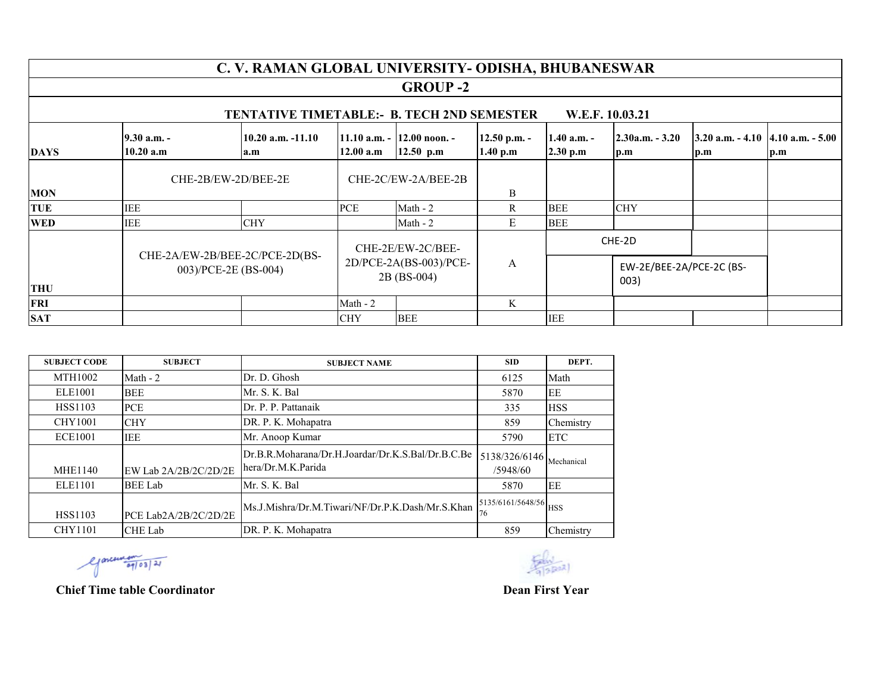# C. V. RAMAN GLOBAL UNIVERSITY- ODISHA, BHUBANESWAR

## GROUP -2

### TENTATIVE TIMETABLE:- B. TECH 2ND SEMESTER W.E.F. 10.03.21

| DAYS | 9.30 a.m. - 10.20 a.m | 10.20 a.m. -11.10 a.m | 11.10 a.m. - 12.00 a.m | 12.00 noon. - 12.50 p.m | 12.50 p.m. - 1.40 p.m | 1.40 a.m. - 2.30 p.m | 2.30a.m. - 3.20 p.m | 3.20 a.m. - 4.10 p.m | 4.10 a.m. - 5.00 p.m |
|---|---|---|---|---|---|---|---|---|---|
| MON | CHE-2B/EW-2D/BEE-2E | | CHE-2C/EW-2A/BEE-2B | | B | | | | |
| TUE | IEE | | PCE | Math - 2 | R | BEE | CHY | | |
| WED | IEE | CHY | | Math - 2 | E | BEE | | | |
| THU | CHE-2A/EW-2B/BEE-2C/PCE-2D(BS-003)/PCE-2E (BS-004) | | CHE-2E/EW-2C/BEE-2D/PCE-2A(BS-003)/PCE-2B (BS-004) | | A | CHE-2D | | | |
| | | | | | | | EW-2E/BEE-2A/PCE-2C (BS-003) | | |
| FRI | | | Math - 2 | | K | | | | |
| SAT | | | CHY | BEE | | IEE | | | |

| SUBJECT CODE | SUBJECT | SUBJECT NAME | SID | DEPT. |
|---|---|---|---|---|
| MTH1002 | Math - 2 | Dr. D. Ghosh | 6125 | Math |
| ELE1001 | BEE | Mr. S. K. Bal | 5870 | EE |
| HSS1103 | PCE | Dr. P. P. Pattanaik | 335 | HSS |
| CHY1001 | CHY | DR. P. K. Mohapatra | 859 | Chemistry |
| ECE1001 | IEE | Mr. Anoop Kumar | 5790 | ETC |
| MHE1140 | EW Lab 2A/2B/2C/2D/2E | Dr.B.R.Moharana/Dr.H.Joardar/Dr.K.S.Bal/Dr.B.C.Behera/Dr.M.K.Parida | 5138/326/6146/5948/60 | Mechanical |
| ELE1101 | BEE Lab | Mr. S. K. Bal | 5870 | EE |
| HSS1103 | PCE Lab2A/2B/2C/2D/2E | Ms.J.Mishra/Dr.M.Tiwari/NF/Dr.P.K.Dash/Mr.S.Khan | 5135/6161/5648/5676 | HSS |
| CHY1101 | CHE Lab | DR. P. K. Mohapatra | 859 | Chemistry |

**Chief Time table Coordinator**

**Dean First Year**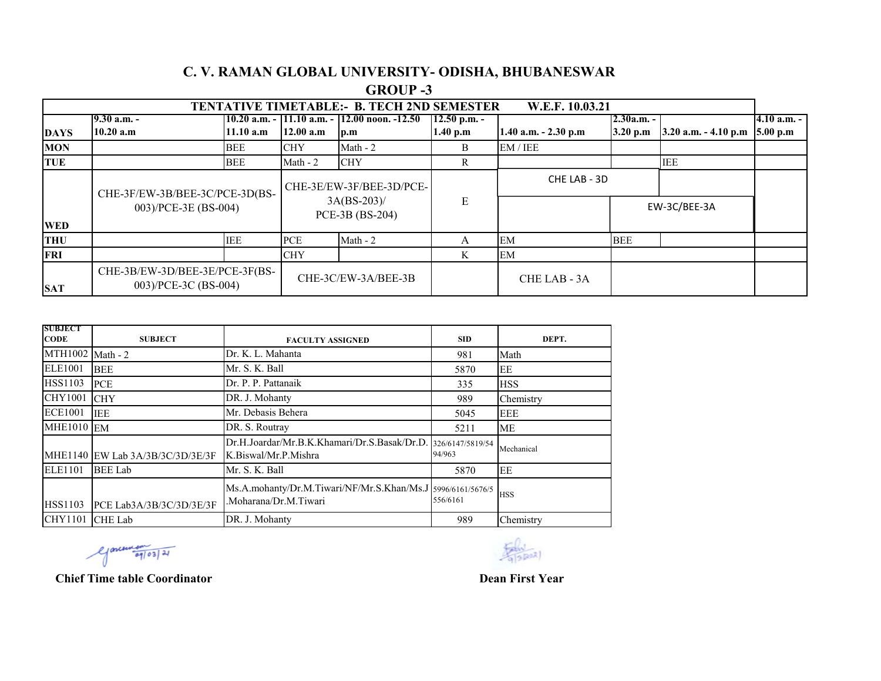# C. V. RAMAN GLOBAL UNIVERSITY- ODISHA, BHUBANESWAR

## GROUP -3

| TENTATIVE TIMETABLE:- B. TECH 2ND SEMESTER W.E.F. 10.03.21 | | | | | | | | | |
|---|---|---|---|---|---|---|---|---|---|
| **DAYS** | **9.30 a.m. - 10.20 a.m** | **10.20 a.m. - 11.10 a.m** | **11.10 a.m. - 12.00 a.m** | **12.00 noon. -12.50 p.m** | **12.50 p.m. - 1.40 p.m** | **1.40 a.m. - 2.30 p.m** | **2.30a.m. - 3.20 p.m** | **3.20 a.m. - 4.10 p.m** | **4.10 a.m. - 5.00 p.m** |
| **MON** | | BEE | CHY | Math - 2 | B | EM / IEE | | | |
| **TUE** | | BEE | Math - 2 | CHY | R | | | IEE | |
| **WED** | CHE-3F/EW-3B/BEE-3C/PCE-3D(BS-003)/PCE-3E (BS-004) | | CHE-3E/EW-3F/BEE-3D/PCE-3A(BS-203)/ PCE-3B (BS-204) | | E | CHE LAB - 3D | | | |
| | | | | | | | EW-3C/BEE-3A | | |
| **THU** | | IEE | PCE | Math - 2 | A | EM | BEE | | |
| **FRI** | | | CHY | | K | EM | | | |
| **SAT** | CHE-3B/EW-3D/BEE-3E/PCE-3F(BS-003)/PCE-3C (BS-004) | | CHE-3C/EW-3A/BEE-3B | | | CHE LAB - 3A | | | |

| SUBJECT CODE | SUBJECT | FACULTY ASSIGNED | SID | DEPT. |
|---|---|---|---|---|
| MTH1002 | Math - 2 | Dr. K. L. Mahanta | 981 | Math |
| ELE1001 | BEE | Mr. S. K. Ball | 5870 | EE |
| HSS1103 | PCE | Dr. P. P. Pattanaik | 335 | HSS |
| CHY1001 | CHY | DR. J. Mohanty | 989 | Chemistry |
| ECE1001 | IEE | Mr. Debasis Behera | 5045 | EEE |
| MHE1010 | EM | DR. S. Routray | 5211 | ME |
| MHE1140 | EW Lab 3A/3B/3C/3D/3E/3F | Dr.H.Joardar/Mr.B.K.Khamari/Dr.S.Basak/Dr.D.K.Biswal/Mr.P.Mishra | 326/6147/5819/5494/963 | Mechanical |
| ELE1101 | BEE Lab | Mr. S. K. Ball | 5870 | EE |
| HSS1103 | PCE Lab3A/3B/3C/3D/3E/3F | Ms.A.mohanty/Dr.M.Tiwari/NF/Mr.S.Khan/Ms.J.Moharana/Dr.M.Tiwari | 5996/6161/5676/5556/6161 | HSS |
| CHY1101 | CHE Lab | DR. J. Mohanty | 989 | Chemistry |

**Chief Time table Coordinator**

**Dean First Year**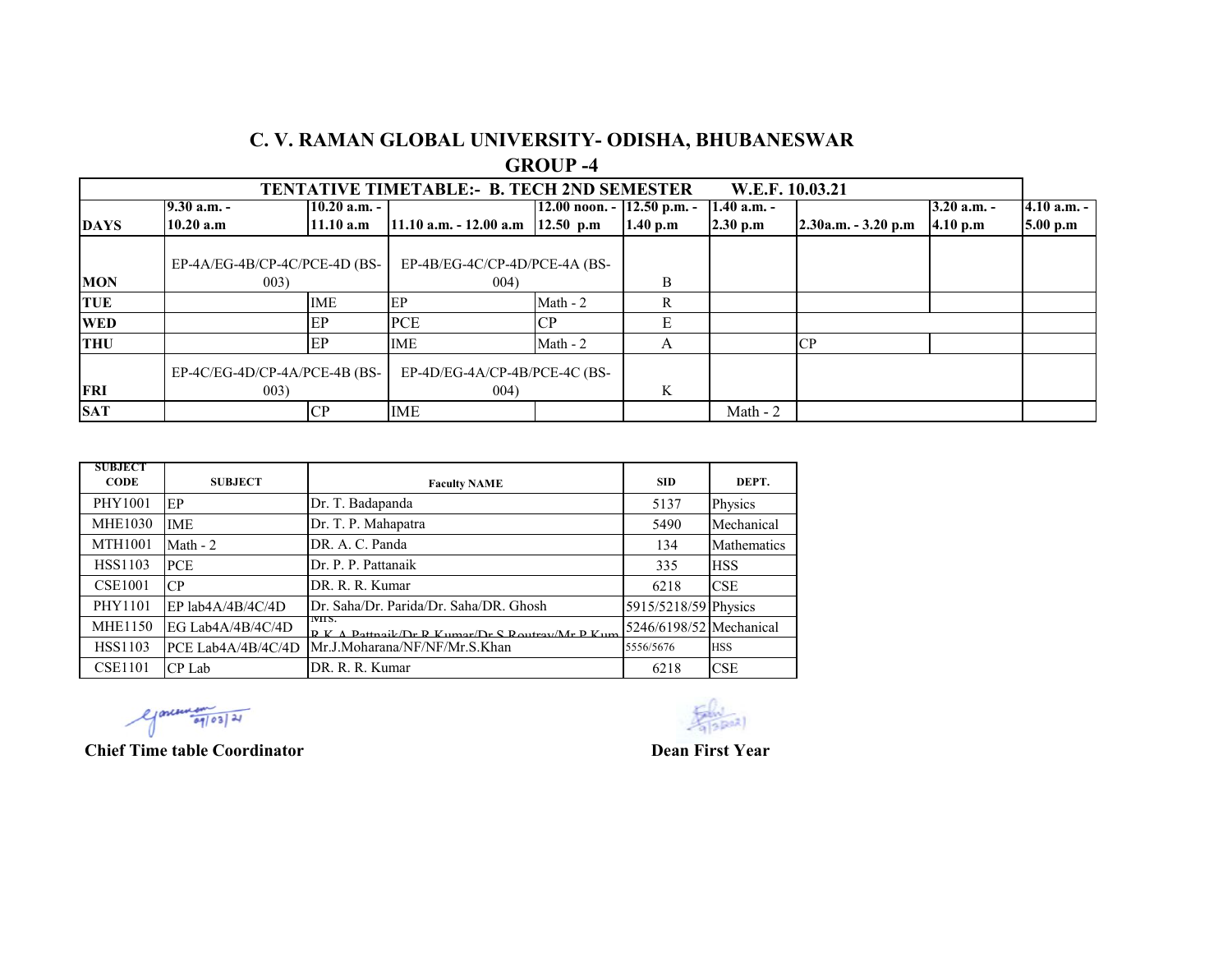# C. V. RAMAN GLOBAL UNIVERSITY- ODISHA, BHUBANESWAR

## GROUP -4

| TENTATIVE TIMETABLE:- B. TECH 2ND SEMESTER W.E.F. 10.03.21 | | | | | | | | | |
|---|---|---|---|---|---|---|---|---|---|
| DAYS | 9.30 a.m. - 10.20 a.m | 10.20 a.m. - 11.10 a.m | 11.10 a.m. - 12.00 a.m | 12.00 noon. - 12.50 p.m | 12.50 p.m. - 1.40 p.m | 1.40 a.m. - 2.30 p.m | 2.30a.m. - 3.20 p.m | 3.20 a.m. - 4.10 p.m | 4.10 a.m. - 5.00 p.m |
| MON | EP-4A/EG-4B/CP-4C/PCE-4D (BS-003) | | EP-4B/EG-4C/CP-4D/PCE-4A (BS-004) | | B | | | | |
| TUE | | IME | EP | Math - 2 | R | | | | |
| WED | | EP | PCE | CP | E | | | | |
| THU | | EP | IME | Math - 2 | A | | CP | | |
| FRI | EP-4C/EG-4D/CP-4A/PCE-4B (BS-003) | | EP-4D/EG-4A/CP-4B/PCE-4C (BS-004) | | K | | | | |
| SAT | | CP | IME | | | Math - 2 | | | |

| SUBJECT CODE | SUBJECT | Faculty NAME | SID | DEPT. |
|---|---|---|---|---|
| PHY1001 | EP | Dr. T. Badapanda | 5137 | Physics |
| MHE1030 | IME | Dr. T. P. Mahapatra | 5490 | Mechanical |
| MTH1001 | Math - 2 | DR. A. C. Panda | 134 | Mathematics |
| HSS1103 | PCE | Dr. P. P. Pattanaik | 335 | HSS |
| CSE1001 | CP | DR. R. R. Kumar | 6218 | CSE |
| PHY1101 | EP lab4A/4B/4C/4D | Dr. Saha/Dr. Parida/Dr. Saha/DR. Ghosh | 5915/5218/59 | Physics |
| MHE1150 | EG Lab4A/4B/4C/4D | Mrs. R K A Pattnaik/Dr R Kumar/Dr S Routray/Mr P Kum | 5246/6198/52 | Mechanical |
| HSS1103 | PCE Lab4A/4B/4C/4D | Mr.J.Moharana/NF/NF/Mr.S.Khan | 5556/5676 | HSS |
| CSE1101 | CP Lab | DR. R. R. Kumar | 6218 | CSE |

**Chief Time table Coordinator**

**Dean First Year**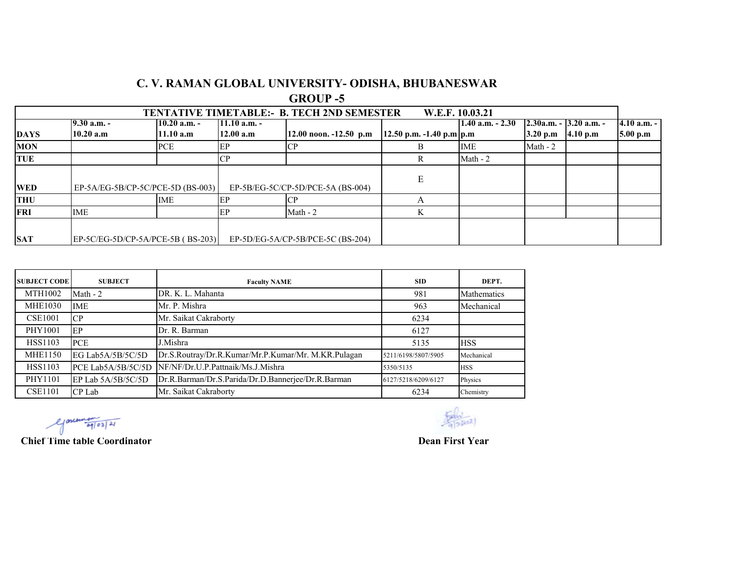# C. V. RAMAN GLOBAL UNIVERSITY- ODISHA, BHUBANESWAR

## GROUP -5

| TENTATIVE TIMETABLE:- B. TECH 2ND SEMESTER W.E.F. 10.03.21 | | | | | | | | | |
|---|---|---|---|---|---|---|---|---|---|
| DAYS | 9.30 a.m. - 10.20 a.m | 10.20 a.m. - 11.10 a.m | 11.10 a.m. - 12.00 a.m | 12.00 noon. -12.50 p.m | 12.50 p.m. -1.40 p.m | 1.40 a.m. - 2.30 p.m | 2.30a.m. - 3.20 p.m | 3.20 a.m. - 4.10 p.m | 4.10 a.m. - 5.00 p.m |
| MON | | PCE | EP | CP | B | IME | Math - 2 | | |
| TUE | | | CP | | R | Math - 2 | | | |
| WED | EP-5A/EG-5B/CP-5C/PCE-5D (BS-003) | | EP-5B/EG-5C/CP-5D/PCE-5A (BS-004) | | E | | | | |
| THU | | IME | EP | CP | A | | | | |
| FRI | IME | | EP | Math - 2 | K | | | | |
| SAT | EP-5C/EG-5D/CP-5A/PCE-5B ( BS-203) | | EP-5D/EG-5A/CP-5B/PCE-5C (BS-204) | | | | | | |

| SUBJECT CODE | SUBJECT | Faculty NAME | SID | DEPT. |
|---|---|---|---|---|
| MTH1002 | Math - 2 | DR. K. L. Mahanta | 981 | Mathematics |
| MHE1030 | IME | Mr. P. Mishra | 963 | Mechanical |
| CSE1001 | CP | Mr. Saikat Cakraborty | 6234 | |
| PHY1001 | EP | Dr. R. Barman | 6127 | |
| HSS1103 | PCE | J.Mishra | 5135 | HSS |
| MHE1150 | EG Lab5A/5B/5C/5D | Dr.S.Routray/Dr.R.Kumar/Mr.P.Kumar/Mr. M.KR.Pulagan | 5211/6198/5807/5905 | Mechanical |
| HSS1103 | PCE Lab5A/5B/5C/5D | NF/NF/Dr.U.P.Pattnaik/Ms.J.Mishra | 5350/5135 | HSS |
| PHY1101 | EP Lab 5A/5B/5C/5D | Dr.R.Barman/Dr.S.Parida/Dr.D.Bannerjee/Dr.R.Barman | 6127/5218/6209/6127 | Physics |
| CSE1101 | CP Lab | Mr. Saikat Cakraborty | 6234 | Chemistry |

Chief Time table Coordinator

Dean First Year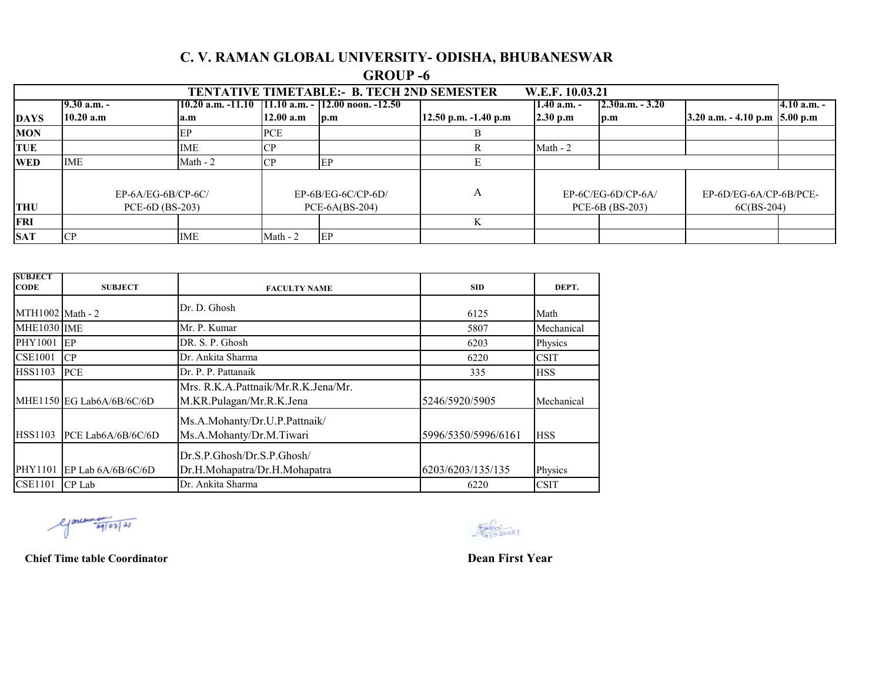# C. V. RAMAN GLOBAL UNIVERSITY- ODISHA, BHUBANESWAR

## GROUP -6

| TENTATIVE TIMETABLE:- B. TECH 2ND SEMESTER W.E.F. 10.03.21 | | | | | | | | | |
|---|---|---|---|---|---|---|---|---|---|
| DAYS | 9.30 a.m. - 10.20 a.m | 10.20 a.m. -11.10 a.m | 11.10 a.m. - 12.00 a.m | 12.00 noon. -12.50 p.m | 12.50 p.m. -1.40 p.m | 1.40 a.m. - 2.30 p.m | 2.30a.m. - 3.20 p.m | 3.20 a.m. - 4.10 p.m | 4.10 a.m. - 5.00 p.m |
| MON | | EP | PCE | | B | | | | |
| TUE | | IME | CP | | R | Math - 2 | | | |
| WED | IME | Math - 2 | CP | EP | E | | | | |
| THU | EP-6A/EG-6B/CP-6C/ PCE-6D (BS-203) | | EP-6B/EG-6C/CP-6D/ PCE-6A(BS-204) | | A | EP-6C/EG-6D/CP-6A/ PCE-6B (BS-203) | | EP-6D/EG-6A/CP-6B/PCE-6C(BS-204) | |
| FRI | | | | | K | | | | |
| SAT | CP | IME | Math - 2 | EP | | | | | |

| SUBJECT CODE | SUBJECT | FACULTY NAME | SID | DEPT. |
|---|---|---|---|---|
| MTH1002 | Math - 2 | Dr. D. Ghosh | 6125 | Math |
| MHE1030 | IME | Mr. P. Kumar | 5807 | Mechanical |
| PHY1001 | EP | DR. S. P. Ghosh | 6203 | Physics |
| CSE1001 | CP | Dr. Ankita Sharma | 6220 | CSIT |
| HSS1103 | PCE | Dr. P. P. Pattanaik | 335 | HSS |
| MHE1150 | EG Lab6A/6B/6C/6D | Mrs. R.K.A.Pattnaik/Mr.R.K.Jena/Mr. M.KR.Pulagan/Mr.R.K.Jena | 5246/5920/5905 | Mechanical |
| HSS1103 | PCE Lab6A/6B/6C/6D | Ms.A.Mohanty/Dr.U.P.Pattnaik/ Ms.A.Mohanty/Dr.M.Tiwari | 5996/5350/5996/6161 | HSS |
| PHY1101 | EP Lab 6A/6B/6C/6D | Dr.S.P.Ghosh/Dr.S.P.Ghosh/ Dr.H.Mohapatra/Dr.H.Mohapatra | 6203/6203/135/135 | Physics |
| CSE1101 | CP Lab | Dr. Ankita Sharma | 6220 | CSIT |

**Chief Time table Coordinator**

**Dean First Year**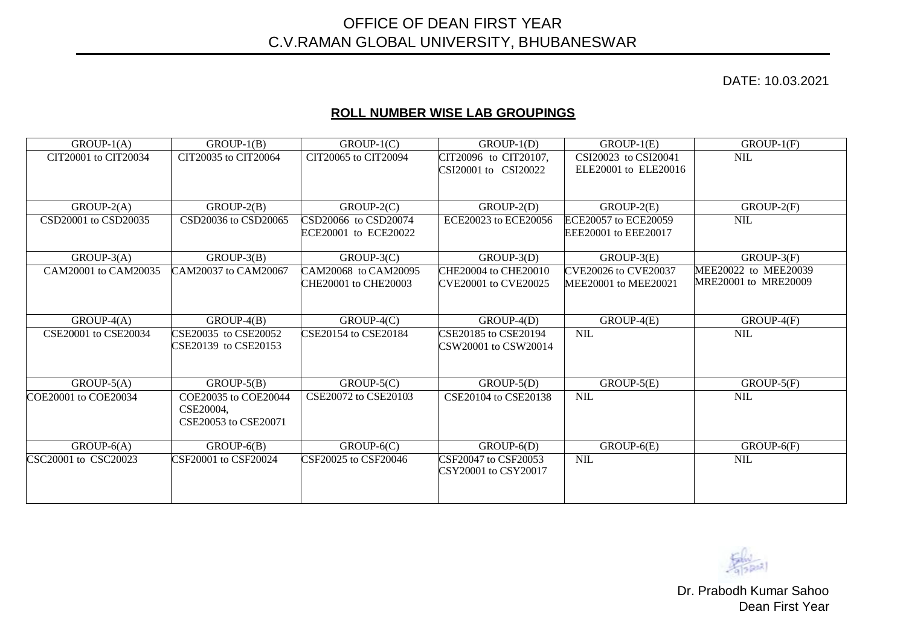OFFICE OF DEAN FIRST YEAR
C.V.RAMAN GLOBAL UNIVERSITY, BHUBANESWAR

DATE: 10.03.2021

## ROLL NUMBER WISE LAB GROUPINGS

| GROUP-1(A) | GROUP-1(B) | GROUP-1(C) | GROUP-1(D) | GROUP-1(E) | GROUP-1(F) |
|---|---|---|---|---|---|
| CIT20001 to CIT20034 | CIT20035 to CIT20064 | CIT20065 to CIT20094 | CIT20096 to CIT20107, CSI20001 to CSI20022 | CSI20023 to CSI20041 ELE20001 to ELE20016 | NIL |
| **GROUP-2(A)** | **GROUP-2(B)** | **GROUP-2(C)** | **GROUP-2(D)** | **GROUP-2(E)** | **GROUP-2(F)** |
| CSD20001 to CSD20035 | CSD20036 to CSD20065 | CSD20066 to CSD20074 ECE20001 to ECE20022 | ECE20023 to ECE20056 | ECE20057 to ECE20059 EEE20001 to EEE20017 | NIL |
| **GROUP-3(A)** | **GROUP-3(B)** | **GROUP-3(C)** | **GROUP-3(D)** | **GROUP-3(E)** | **GROUP-3(F)** |
| CAM20001 to CAM20035 | CAM20037 to CAM20067 | CAM20068 to CAM20095 CHE20001 to CHE20003 | CHE20004 to CHE20010 CVE20001 to CVE20025 | CVE20026 to CVE20037 MEE20001 to MEE20021 | MEE20022 to MEE20039 MRE20001 to MRE20009 |
| **GROUP-4(A)** | **GROUP-4(B)** | **GROUP-4(C)** | **GROUP-4(D)** | **GROUP-4(E)** | **GROUP-4(F)** |
| CSE20001 to CSE20034 | CSE20035 to CSE20052 CSE20139 to CSE20153 | CSE20154 to CSE20184 | CSE20185 to CSE20194 CSW20001 to CSW20014 | NIL | NIL |
| **GROUP-5(A)** | **GROUP-5(B)** | **GROUP-5(C)** | **GROUP-5(D)** | **GROUP-5(E)** | **GROUP-5(F)** |
| COE20001 to COE20034 | COE20035 to COE20044 CSE20004, CSE20053 to CSE20071 | CSE20072 to CSE20103 | CSE20104 to CSE20138 | NIL | NIL |
| **GROUP-6(A)** | **GROUP-6(B)** | **GROUP-6(C)** | **GROUP-6(D)** | **GROUP-6(E)** | **GROUP-6(F)** |
| CSC20001 to CSC20023 | CSF20001 to CSF20024 | CSF20025 to CSF20046 | CSF20047 to CSF20053 CSY20001 to CSY20017 | NIL | NIL |

Dr. Prabodh Kumar Sahoo
Dean First Year